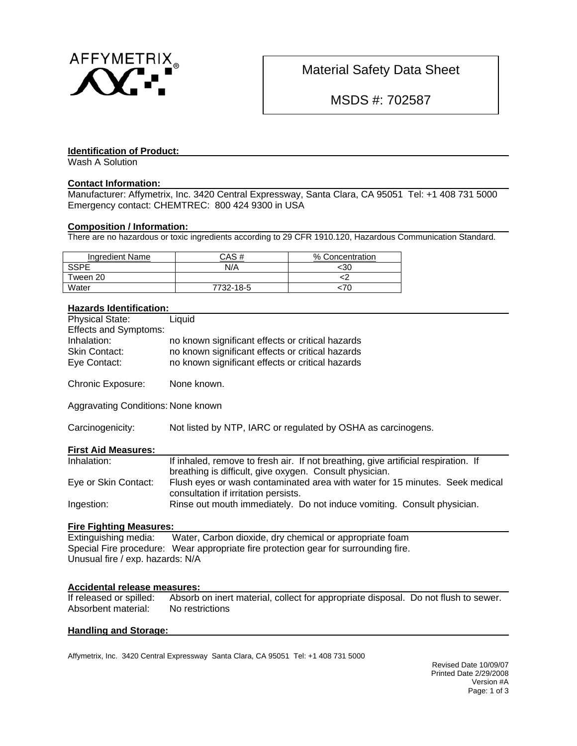AFFYMETRIX®

# Material Safety Data Sheet

## MSDS #: 702587

### Identification of Product:

Wash A Solution

### Contact Information:

Manufacturer: Affymetrix, Inc. 3420 Central Expressway, Santa Clara, CA 95051 Tel: +1 408 731 5000
Emergency contact: CHEMTREC: 800 424 9300 in USA

### Composition / Information:

There are no hazardous or toxic ingredients according to 29 CFR 1910.120, Hazardous Communication Standard.

| Ingredient Name | CAS # | % Concentration |
|---|---|---|
| SSPE | N/A | <30 |
| Tween 20 | | <2 |
| Water | 7732-18-5 | <70 |

### Hazards Identification:

Physical State: Liquid

Effects and Symptoms:

Inhalation: no known significant effects or critical hazards

Skin Contact: no known significant effects or critical hazards

Eye Contact: no known significant effects or critical hazards

Chronic Exposure: None known.

Aggravating Conditions: None known

Carcinogenicity: Not listed by NTP, IARC or regulated by OSHA as carcinogens.

### First Aid Measures:

Inhalation: If inhaled, remove to fresh air. If not breathing, give artificial respiration. If breathing is difficult, give oxygen. Consult physician.

Eye or Skin Contact: Flush eyes or wash contaminated area with water for 15 minutes. Seek medical consultation if irritation persists.

Ingestion: Rinse out mouth immediately. Do not induce vomiting. Consult physician.

### Fire Fighting Measures:

Extinguishing media: Water, Carbon dioxide, dry chemical or appropriate foam
Special Fire procedure: Wear appropriate fire protection gear for surrounding fire.
Unusual fire / exp. hazards: N/A

### Accidental release measures:

If released or spilled: Absorb on inert material, collect for appropriate disposal. Do not flush to sewer.
Absorbent material: No restrictions

### Handling and Storage:

Affymetrix, Inc. 3420 Central Expressway Santa Clara, CA 95051 Tel: +1 408 731 5000

Revised Date 10/09/07
Printed Date 2/29/2008
Version #A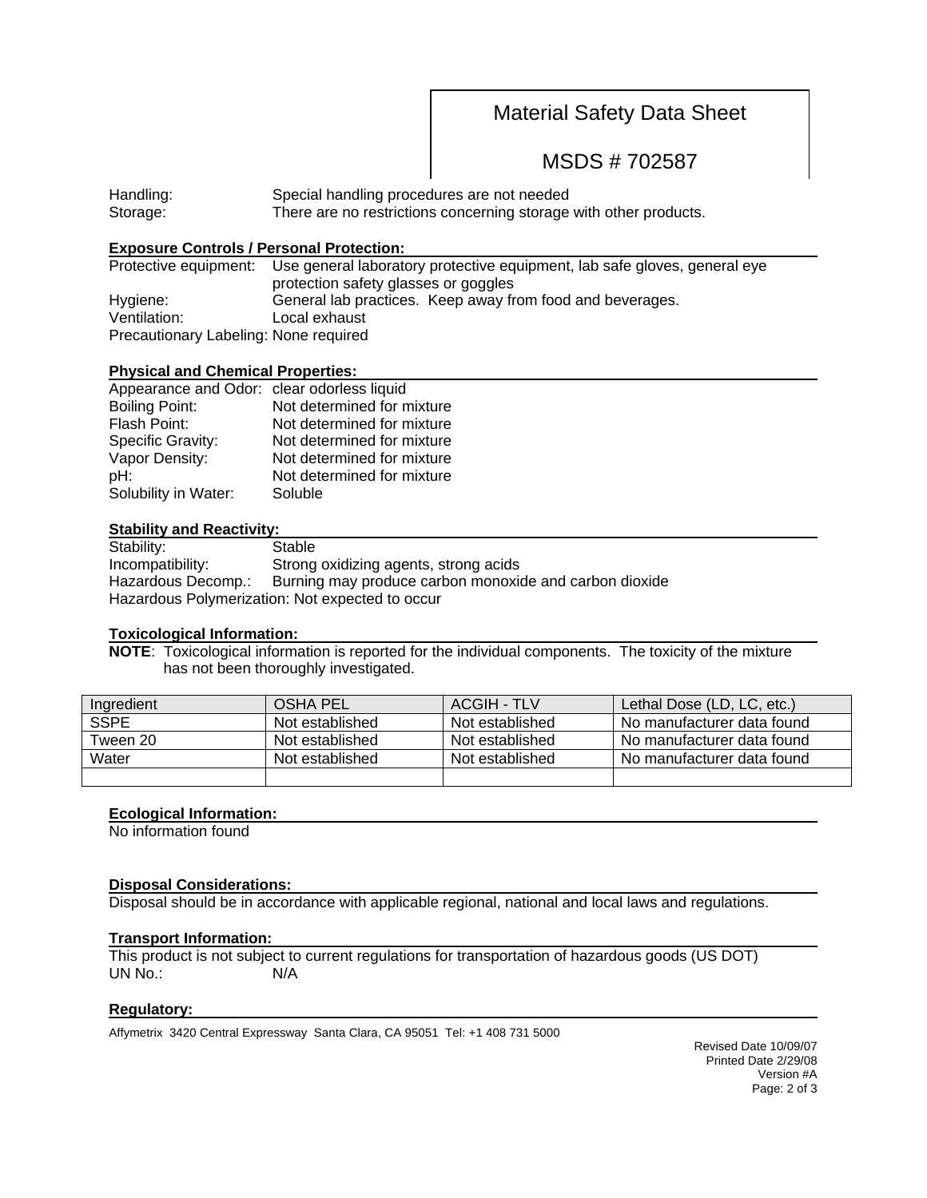Handling: Special handling procedures are not needed
Storage: There are no restrictions concerning storage with other products.

**Exposure Controls / Personal Protection:**

Protective equipment: Use general laboratory protective equipment, lab safe gloves, general eye protection safety glasses or goggles
Hygiene: General lab practices. Keep away from food and beverages.
Ventilation: Local exhaust
Precautionary Labeling: None required

**Physical and Chemical Properties:**

Appearance and Odor: clear odorless liquid
Boiling Point: Not determined for mixture
Flash Point: Not determined for mixture
Specific Gravity: Not determined for mixture
Vapor Density: Not determined for mixture
pH: Not determined for mixture
Solubility in Water: Soluble

**Stability and Reactivity:**

Stability: Stable
Incompatibility: Strong oxidizing agents, strong acids
Hazardous Decomp.: Burning may produce carbon monoxide and carbon dioxide
Hazardous Polymerization: Not expected to occur

**Toxicological Information:**

**NOTE**: Toxicological information is reported for the individual components. The toxicity of the mixture has not been thoroughly investigated.

| Ingredient | OSHA PEL | ACGIH - TLV | Lethal Dose (LD, LC, etc.) |
|---|---|---|---|
| SSPE | Not established | Not established | No manufacturer data found |
| Tween 20 | Not established | Not established | No manufacturer data found |
| Water | Not established | Not established | No manufacturer data found |
| | | | |

**Ecological Information:**

No information found

**Disposal Considerations:**

Disposal should be in accordance with applicable regional, national and local laws and regulations.

**Transport Information:**

This product is not subject to current regulations for transportation of hazardous goods (US DOT)
UN No.: N/A

**Regulatory:**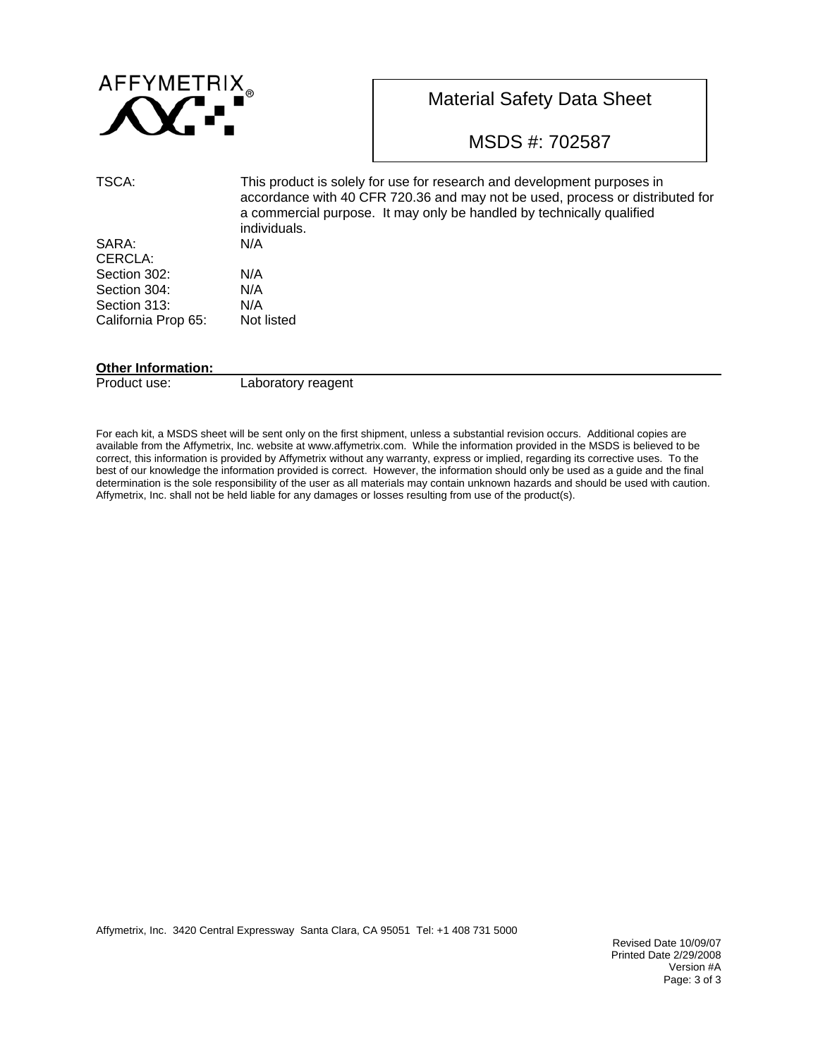Material Safety Data Sheet

MSDS #: 702587

| | |
|---|---|
| TSCA: | This product is solely for use for research and development purposes in accordance with 40 CFR 720.36 and may not be used, process or distributed for a commercial purpose. It may only be handled by technically qualified individuals. |
| SARA: | N/A |
| CERCLA: | |
| Section 302: | N/A |
| Section 304: | N/A |
| Section 313: | N/A |
| California Prop 65: | Not listed |

**Other Information:**

Product use: Laboratory reagent

For each kit, a MSDS sheet will be sent only on the first shipment, unless a substantial revision occurs. Additional copies are available from the Affymetrix, Inc. website at www.affymetrix.com. While the information provided in the MSDS is believed to be correct, this information is provided by Affymetrix without any warranty, express or implied, regarding its corrective uses. To the best of our knowledge the information provided is correct. However, the information should only be used as a guide and the final determination is the sole responsibility of the user as all materials may contain unknown hazards and should be used with caution. Affymetrix, Inc. shall not be held liable for any damages or losses resulting from use of the product(s).

Affymetrix, Inc. 3420 Central Expressway Santa Clara, CA 95051 Tel: +1 408 731 5000

Revised Date 10/09/07
Printed Date 2/29/2008
Version #A